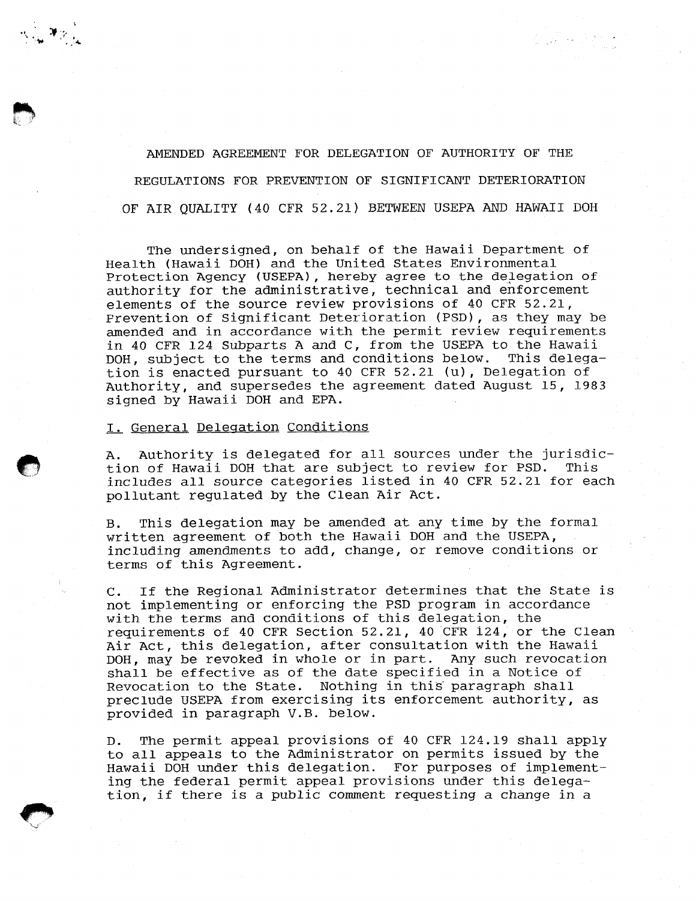# AMENDED AGREEMENT FOR DELEGATION OF AUTHORITY OF THE REGULATIONS FOR PREVENTION OF SIGNIFICANT DETERIORATION OF AIR QUALITY (40 CFR 52.21) BETWEEN USEPA AND HAWAII DOH

The undersigned, on behalf of the Hawaii Department of Health (Hawaii DOH) and the United States Environmental Protection Agency (USEPA), hereby agree to the delegation of authority for the administrative, technical and enforcement elements of the source review provisions of 40 CFR 52.21, Prevention of Significant Deterioration (PSD), as they may be amended and in accordance with the permit review requirements in 40 CFR 124 Subparts A and C, from the USEPA to the Hawaii DOH, subject to the terms and conditions below. This delegation is enacted pursuant to 40 CFR 52.21 (u), Delegation of Authority, and supersedes the agreement dated August 15, 1983 signed by Hawaii DOH and EPA.

## I. General Delegation Conditions

A. Authority is delegated for all sources under the jurisdiction of Hawaii DOH that are subject to review for PSD. This includes all source categories listed in 40 CFR 52.21 for each pollutant regulated by the Clean Air Act.

B. This delegation may be amended at any time by the formal written agreement of both the Hawaii DOH and the USEPA, including amendments to add, change, or remove conditions or terms of this Agreement.

C. If the Regional Administrator determines that the State is not implementing or enforcing the PSD program in accordance with the terms and conditions of this delegation, the requirements of 40 CFR Section 52.21, 40 CFR 124, or the Clean Air Act, this delegation, after consultation with the Hawaii DOH, may be revoked in whole or in part. Any such revocation shall be effective as of the date specified in a Notice of Revocation to the State. Nothing in this paragraph shall preclude USEPA from exercising its enforcement authority, as provided in paragraph V.B. below.

D. The permit appeal provisions of 40 CFR 124.19 shall apply to all appeals to the Administrator on permits issued by the Hawaii DOH under this delegation. For purposes of implementing the federal permit appeal provisions under this delegation, if there is a public comment requesting a change in a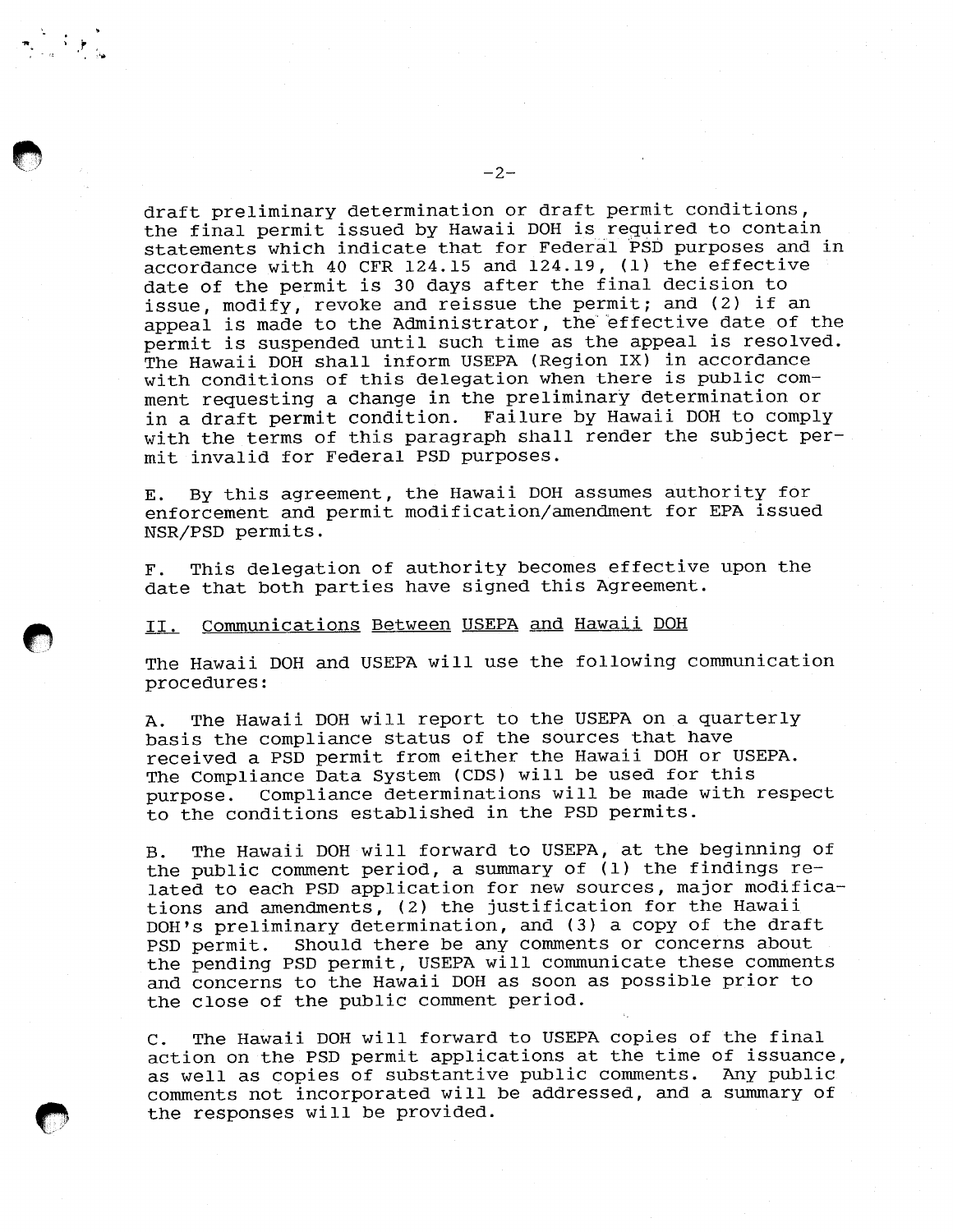draft preliminary determination or draft permit conditions, the final permit issued by Hawaii DOH is required to contain statements which indicate that for Federal PSD purposes and in accordance with 40 CFR 124.15 and 124.19, (1) the effective date of the permit is 30 days after the final decision to issue, modify, revoke and reissue the permit; and (2) if an appeal is made to the Administrator, the effective date of the permit is suspended until such time as the appeal is resolved. The Hawaii DOH shall inform USEPA (Region IX) in accordance with conditions of this delegation when there is public comment requesting a change in the preliminary determination or in a draft permit condition. Failure by Hawaii DOH to comply with the terms of this paragraph shall render the subject permit invalid for Federal PSD purposes.

E. By this agreement, the Hawaii DOH assumes authority for enforcement and permit modification/amendment for EPA issued NSR/PSD permits.

F. This delegation of authority becomes effective upon the date that both parties have signed this Agreement.

## II. Communications Between USEPA and Hawaii DOH

The Hawaii DOH and USEPA will use the following communication procedures:

A. The Hawaii DOH will report to the USEPA on a quarterly basis the compliance status of the sources that have received a PSD permit from either the Hawaii DOH or USEPA. The Compliance Data System (CDS) will be used for this purpose. Compliance determinations will be made with respect to the conditions established in the PSD permits.

B. The Hawaii DOH will forward to USEPA, at the beginning of the public comment period, a summary of (1) the findings related to each PSD application for new sources, major modifications and amendments, (2) the justification for the Hawaii DOH's preliminary determination, and (3) a copy of the draft PSD permit. Should there be any comments or concerns about the pending PSD permit, USEPA will communicate these comments and concerns to the Hawaii DOH as soon as possible prior to the close of the public comment period.

C. The Hawaii DOH will forward to USEPA copies of the final action on the PSD permit applications at the time of issuance, as well as copies of substantive public comments. Any public comments not incorporated will be addressed, and a summary of the responses will be provided.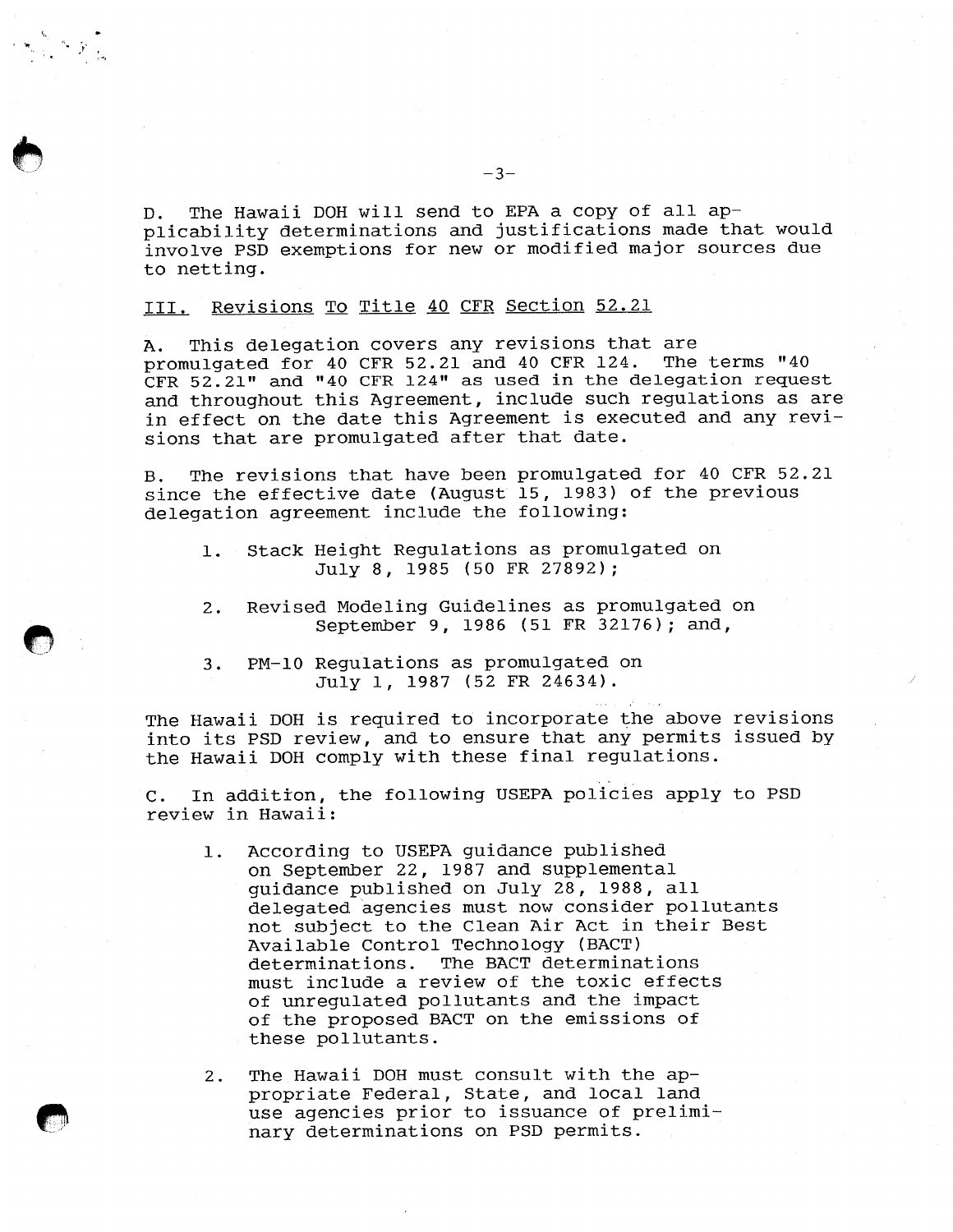D. The Hawaii DOH will send to EPA a copy of all applicability determinations and justifications made that would involve PSD exemptions for new or modified major sources due to netting.

## III. Revisions To Title 40 CFR Section 52.21

A. This delegation covers any revisions that are promulgated for 40 CFR 52.21 and 40 CFR 124. The terms "40 CFR 52.21" and "40 CFR 124" as used in the delegation request and throughout this Agreement, include such regulations as are in effect on the date this Agreement is executed and any revisions that are promulgated after that date.

B. The revisions that have been promulgated for 40 CFR 52.21 since the effective date (August 15, 1983) of the previous delegation agreement include the following:

1. Stack Height Regulations as promulgated on July 8, 1985 (50 FR 27892);

2. Revised Modeling Guidelines as promulgated on September 9, 1986 (51 FR 32176); and,

3. PM-10 Regulations as promulgated on July 1, 1987 (52 FR 24634).

The Hawaii DOH is required to incorporate the above revisions into its PSD review, and to ensure that any permits issued by the Hawaii DOH comply with these final regulations.

C. In addition, the following USEPA policies apply to PSD review in Hawaii:

1. According to USEPA guidance published on September 22, 1987 and supplemental guidance published on July 28, 1988, all delegated agencies must now consider pollutants not subject to the Clean Air Act in their Best Available Control Technology (BACT) determinations. The BACT determinations must include a review of the toxic effects of unregulated pollutants and the impact of the proposed BACT on the emissions of these pollutants.

2. The Hawaii DOH must consult with the appropriate Federal, State, and local land use agencies prior to issuance of preliminary determinations on PSD permits.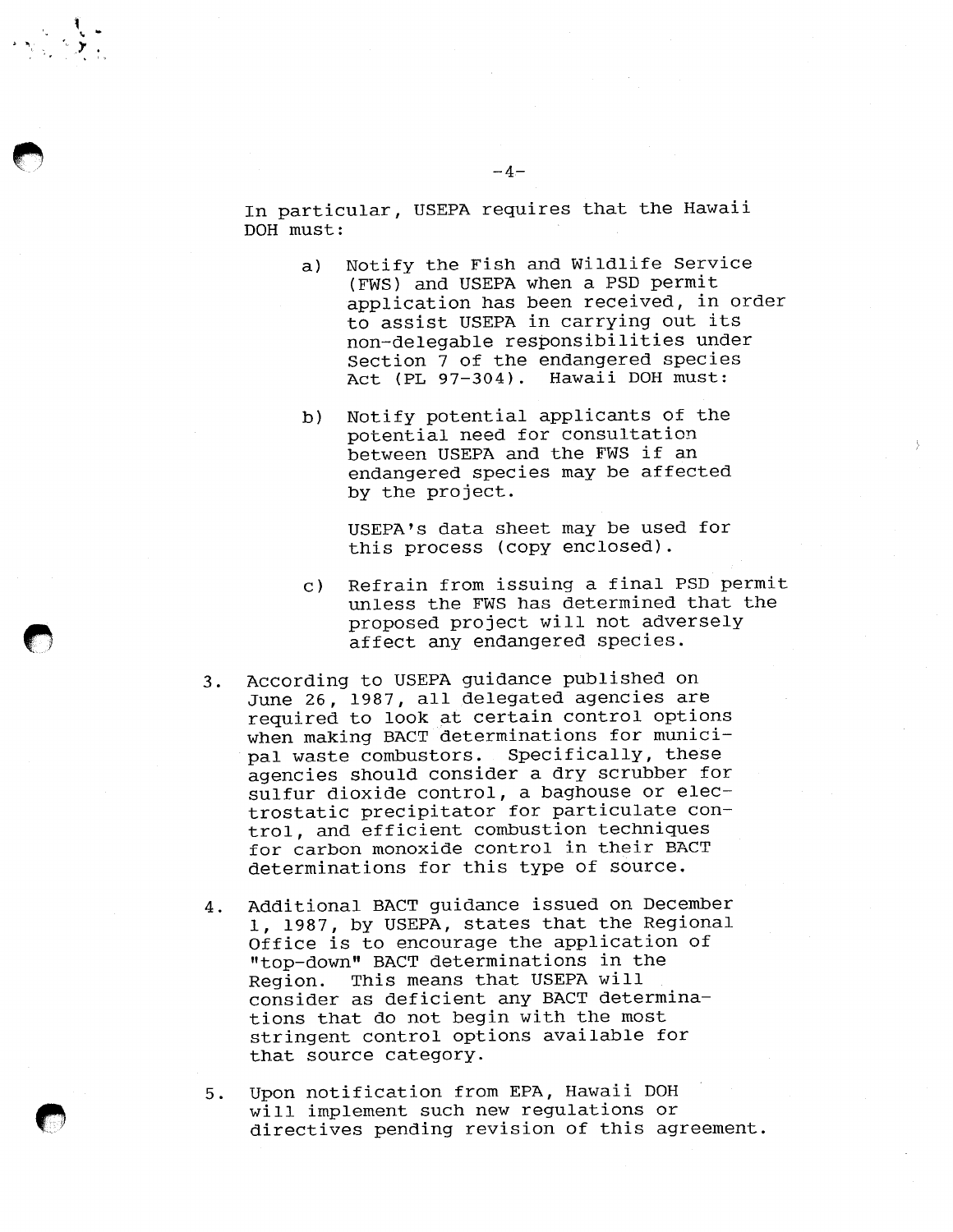In particular, USEPA requires that the Hawaii DOH must:

a) Notify the Fish and Wildlife Service (FWS) and USEPA when a PSD permit application has been received, in order to assist USEPA in carrying out its non-delegable responsibilities under Section 7 of the endangered species Act (PL 97-304). Hawaii DOH must:

b) Notify potential applicants of the potential need for consultation between USEPA and the FWS if an endangered species may be affected by the project.

   USEPA's data sheet may be used for this process (copy enclosed).

c) Refrain from issuing a final PSD permit unless the FWS has determined that the proposed project will not adversely affect any endangered species.

3. According to USEPA guidance published on June 26, 1987, all delegated agencies are required to look at certain control options when making BACT determinations for municipal waste combustors. Specifically, these agencies should consider a dry scrubber for sulfur dioxide control, a baghouse or electrostatic precipitator for particulate control, and efficient combustion techniques for carbon monoxide control in their BACT determinations for this type of source.

4. Additional BACT guidance issued on December 1, 1987, by USEPA, states that the Regional Office is to encourage the application of "top-down" BACT determinations in the Region. This means that USEPA will consider as deficient any BACT determinations that do not begin with the most stringent control options available for that source category.

5. Upon notification from EPA, Hawaii DOH will implement such new regulations or directives pending revision of this agreement.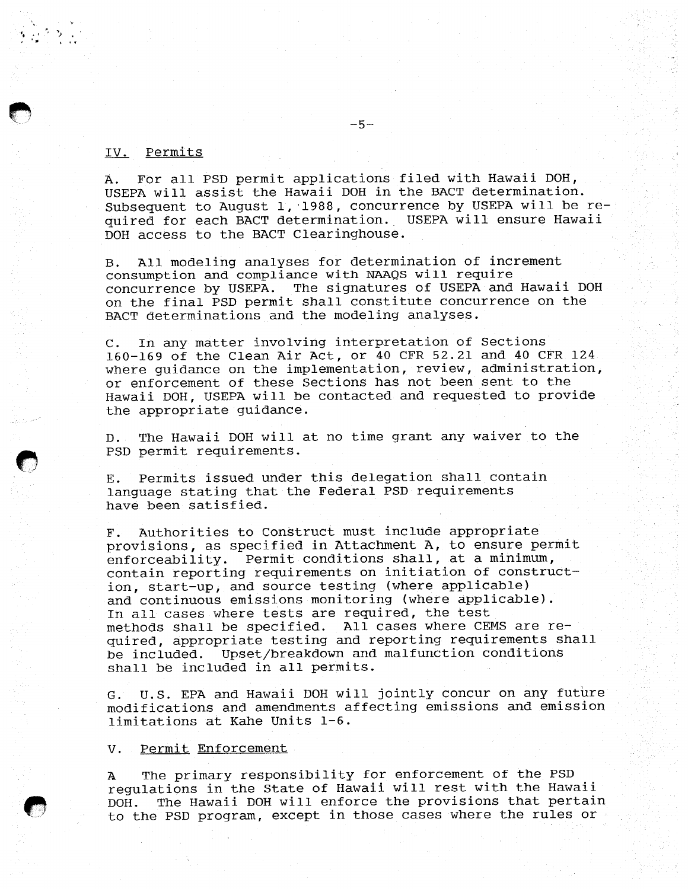## IV. Permits

A. For all PSD permit applications filed with Hawaii DOH, USEPA will assist the Hawaii DOH in the BACT determination. Subsequent to August 1, 1988, concurrence by USEPA will be required for each BACT determination. USEPA will ensure Hawaii DOH access to the BACT Clearinghouse.

B. All modeling analyses for determination of increment consumption and compliance with NAAQS will require concurrence by USEPA. The signatures of USEPA and Hawaii DOH on the final PSD permit shall constitute concurrence on the BACT determinations and the modeling analyses.

C. In any matter involving interpretation of Sections 160-169 of the Clean Air Act, or 40 CFR 52.21 and 40 CFR 124 where guidance on the implementation, review, administration, or enforcement of these Sections has not been sent to the Hawaii DOH, USEPA will be contacted and requested to provide the appropriate guidance.

D. The Hawaii DOH will at no time grant any waiver to the PSD permit requirements.

E. Permits issued under this delegation shall contain language stating that the Federal PSD requirements have been satisfied.

F. Authorities to Construct must include appropriate provisions, as specified in Attachment A, to ensure permit enforceability. Permit conditions shall, at a minimum, contain reporting requirements on initiation of construction, start-up, and source testing (where applicable) and continuous emissions monitoring (where applicable). In all cases where tests are required, the test methods shall be specified. All cases where CEMS are required, appropriate testing and reporting requirements shall be included. Upset/breakdown and malfunction conditions shall be included in all permits.

G. U.S. EPA and Hawaii DOH will jointly concur on any future modifications and amendments affecting emissions and emission limitations at Kahe Units 1-6.

## V. Permit Enforcement

A The primary responsibility for enforcement of the PSD regulations in the State of Hawaii will rest with the Hawaii DOH. The Hawaii DOH will enforce the provisions that pertain to the PSD program, except in those cases where the rules or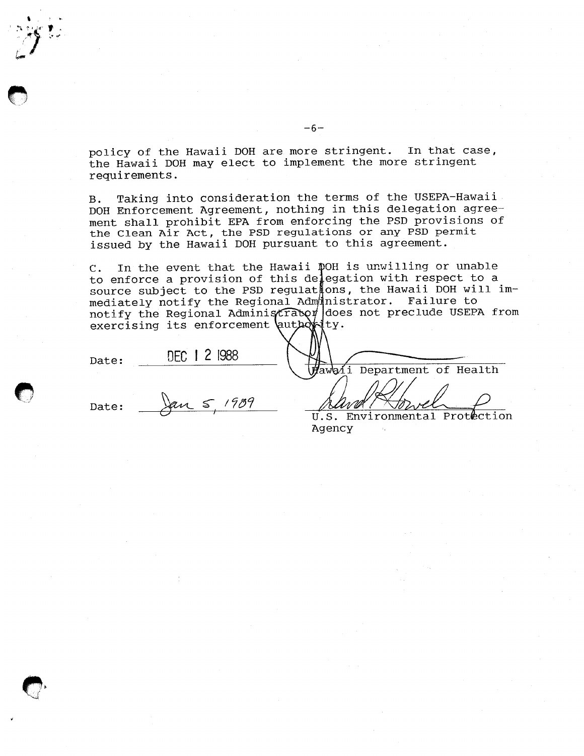policy of the Hawaii DOH are more stringent. In that case, the Hawaii DOH may elect to implement the more stringent requirements.

B. Taking into consideration the terms of the USEPA-Hawaii DOH Enforcement Agreement, nothing in this delegation agreement shall prohibit EPA from enforcing the PSD provisions of the Clean Air Act, the PSD regulations or any PSD permit issued by the Hawaii DOH pursuant to this agreement.

C. In the event that the Hawaii DOH is unwilling or unable to enforce a provision of this delegation with respect to a source subject to the PSD regulations, the Hawaii DOH will immediately notify the Regional Administrator. Failure to notify the Regional Administrator does not preclude USEPA from exercising its enforcement authority.

Date: DEC 1 2 1988 ______________________
Hawaii Department of Health

Date: Jan 5, 1989 ______________________
U.S. Environmental Protection Agency